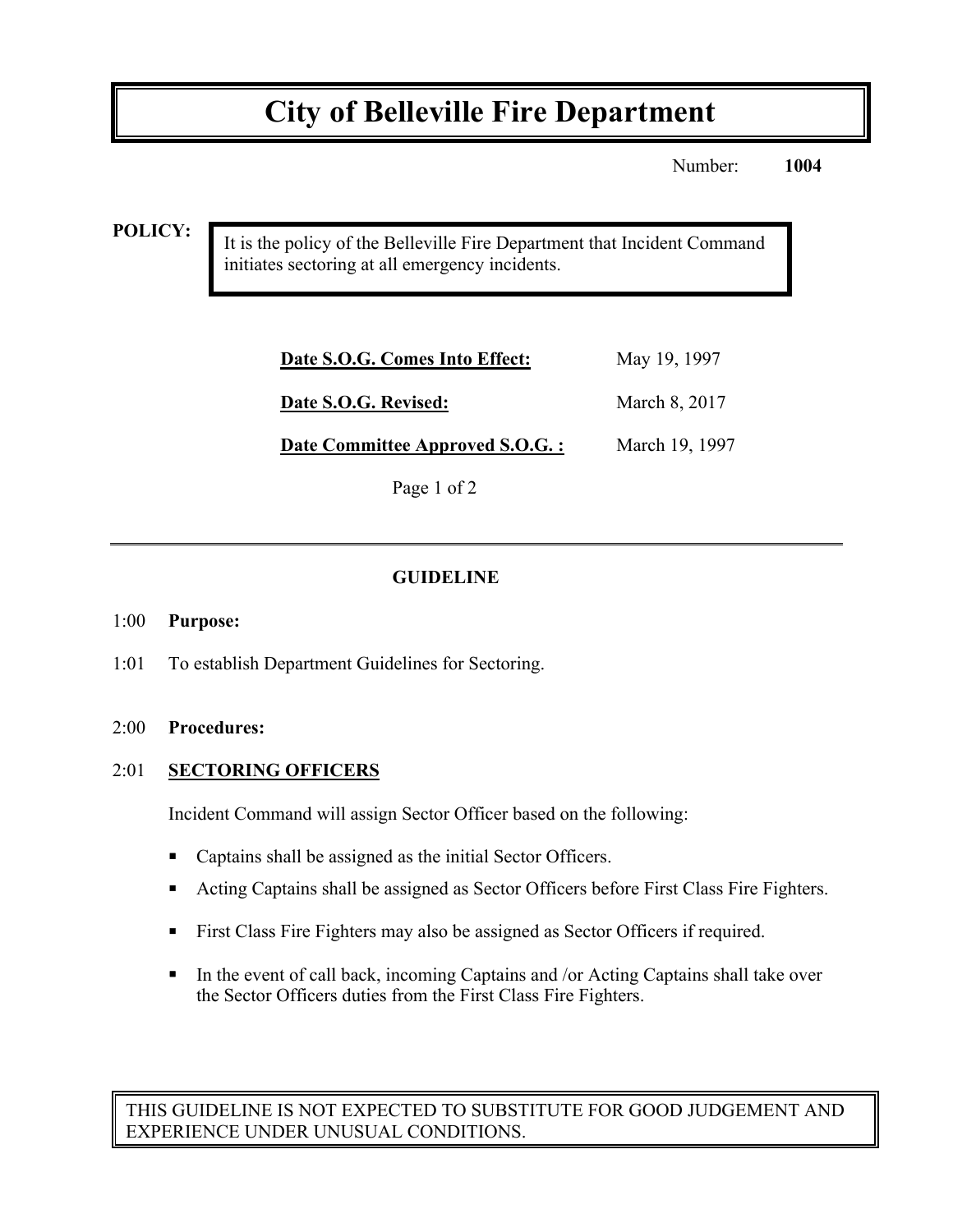# City of Belleville Fire Department

Number: **1004**

**POLICY:**

It is the policy of the Belleville Fire Department that Incident Command initiates sectoring at all emergency incidents.

| | |
|---|---|
| **Date S.O.G. Comes Into Effect:** | May 19, 1997 |
| **Date S.O.G. Revised:** | March 8, 2017 |
| **Date Committee Approved S.O.G. :** | March 19, 1997 |

---

## GUIDELINE

1:00 **Purpose:**

1:01 To establish Department Guidelines for Sectoring.

2:00 **Procedures:**

2:01 **SECTORING OFFICERS**

Incident Command will assign Sector Officer based on the following:

- Captains shall be assigned as the initial Sector Officers.
- Acting Captains shall be assigned as Sector Officers before First Class Fire Fighters.
- First Class Fire Fighters may also be assigned as Sector Officers if required.
- In the event of call back, incoming Captains and /or Acting Captains shall take over the Sector Officers duties from the First Class Fire Fighters.

THIS GUIDELINE IS NOT EXPECTED TO SUBSTITUTE FOR GOOD JUDGEMENT AND EXPERIENCE UNDER UNUSUAL CONDITIONS.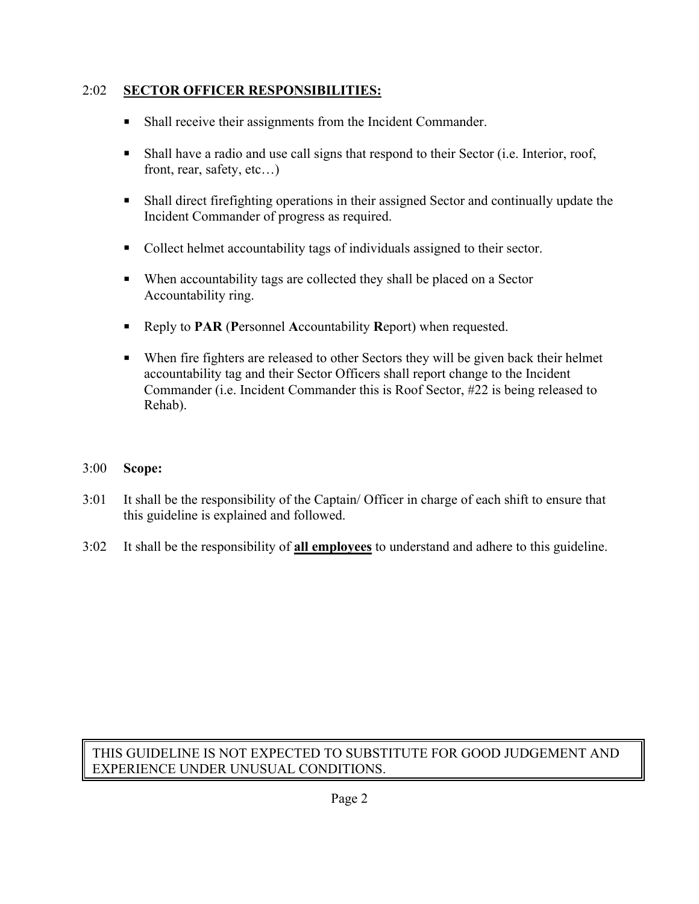## 2:02 **SECTOR OFFICER RESPONSIBILITIES:**

- Shall receive their assignments from the Incident Commander.
- Shall have a radio and use call signs that respond to their Sector (i.e. Interior, roof, front, rear, safety, etc…)
- Shall direct firefighting operations in their assigned Sector and continually update the Incident Commander of progress as required.
- Collect helmet accountability tags of individuals assigned to their sector.
- When accountability tags are collected they shall be placed on a Sector Accountability ring.
- Reply to **PAR** (**P**ersonnel **A**ccountability **R**eport) when requested.
- When fire fighters are released to other Sectors they will be given back their helmet accountability tag and their Sector Officers shall report change to the Incident Commander (i.e. Incident Commander this is Roof Sector, #22 is being released to Rehab).

## 3:00 **Scope:**

3:01 It shall be the responsibility of the Captain/ Officer in charge of each shift to ensure that this guideline is explained and followed.

3:02 It shall be the responsibility of **all employees** to understand and adhere to this guideline.

THIS GUIDELINE IS NOT EXPECTED TO SUBSTITUTE FOR GOOD JUDGEMENT AND EXPERIENCE UNDER UNUSUAL CONDITIONS.